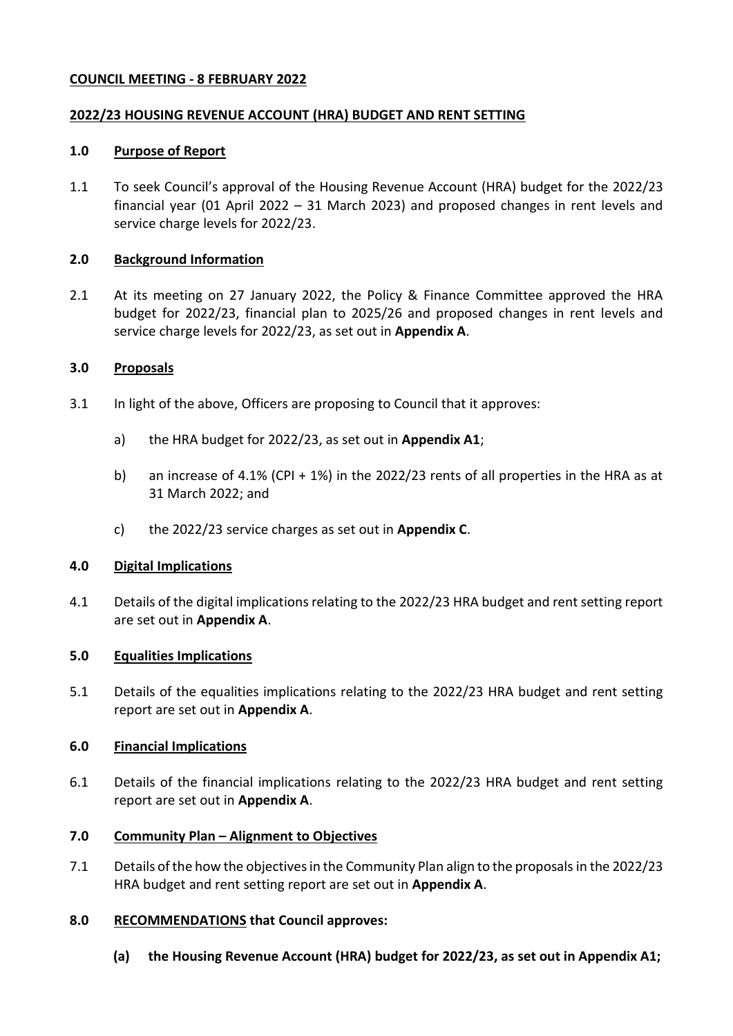**COUNCIL MEETING - 8 FEBRUARY 2022**

**2022/23 HOUSING REVENUE ACCOUNT (HRA) BUDGET AND RENT SETTING**

## 1.0 Purpose of Report

1.1 To seek Council's approval of the Housing Revenue Account (HRA) budget for the 2022/23 financial year (01 April 2022 – 31 March 2023) and proposed changes in rent levels and service charge levels for 2022/23.

## 2.0 Background Information

2.1 At its meeting on 27 January 2022, the Policy & Finance Committee approved the HRA budget for 2022/23, financial plan to 2025/26 and proposed changes in rent levels and service charge levels for 2022/23, as set out in **Appendix A**.

## 3.0 Proposals

3.1 In light of the above, Officers are proposing to Council that it approves:

a) the HRA budget for 2022/23, as set out in **Appendix A1**;

b) an increase of 4.1% (CPI + 1%) in the 2022/23 rents of all properties in the HRA as at 31 March 2022; and

c) the 2022/23 service charges as set out in **Appendix C**.

## 4.0 Digital Implications

4.1 Details of the digital implications relating to the 2022/23 HRA budget and rent setting report are set out in **Appendix A**.

## 5.0 Equalities Implications

5.1 Details of the equalities implications relating to the 2022/23 HRA budget and rent setting report are set out in **Appendix A**.

## 6.0 Financial Implications

6.1 Details of the financial implications relating to the 2022/23 HRA budget and rent setting report are set out in **Appendix A**.

## 7.0 Community Plan – Alignment to Objectives

7.1 Details of the how the objectives in the Community Plan align to the proposals in the 2022/23 HRA budget and rent setting report are set out in **Appendix A**.

## 8.0 RECOMMENDATIONS that Council approves:

**(a) the Housing Revenue Account (HRA) budget for 2022/23, as set out in Appendix A1;**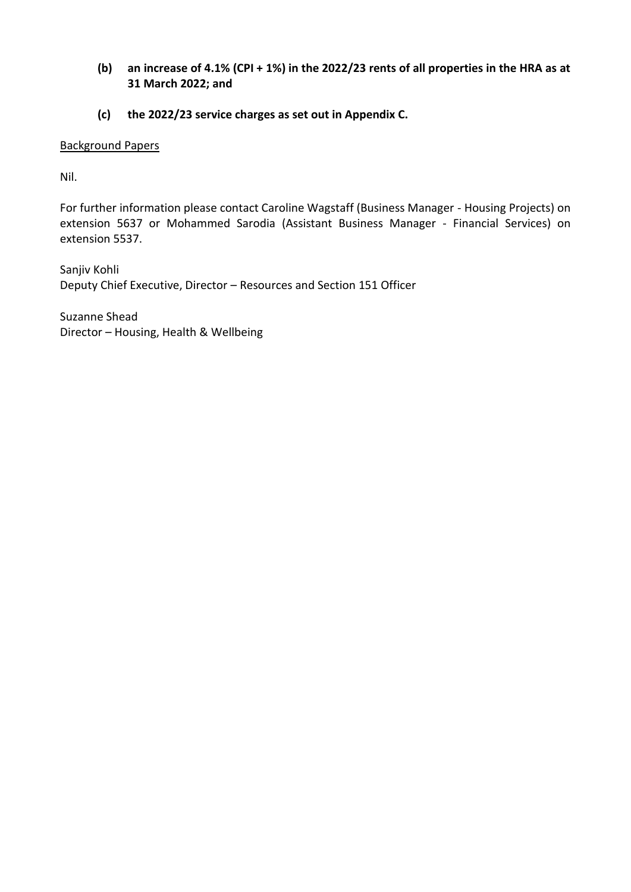**(b) an increase of 4.1% (CPI + 1%) in the 2022/23 rents of all properties in the HRA as at 31 March 2022; and**

**(c) the 2022/23 service charges as set out in Appendix C.**

<u>Background Papers</u>

Nil.

For further information please contact Caroline Wagstaff (Business Manager - Housing Projects) on extension 5637 or Mohammed Sarodia (Assistant Business Manager - Financial Services) on extension 5537.

Sanjiv Kohli
Deputy Chief Executive, Director – Resources and Section 151 Officer

Suzanne Shead
Director – Housing, Health & Wellbeing